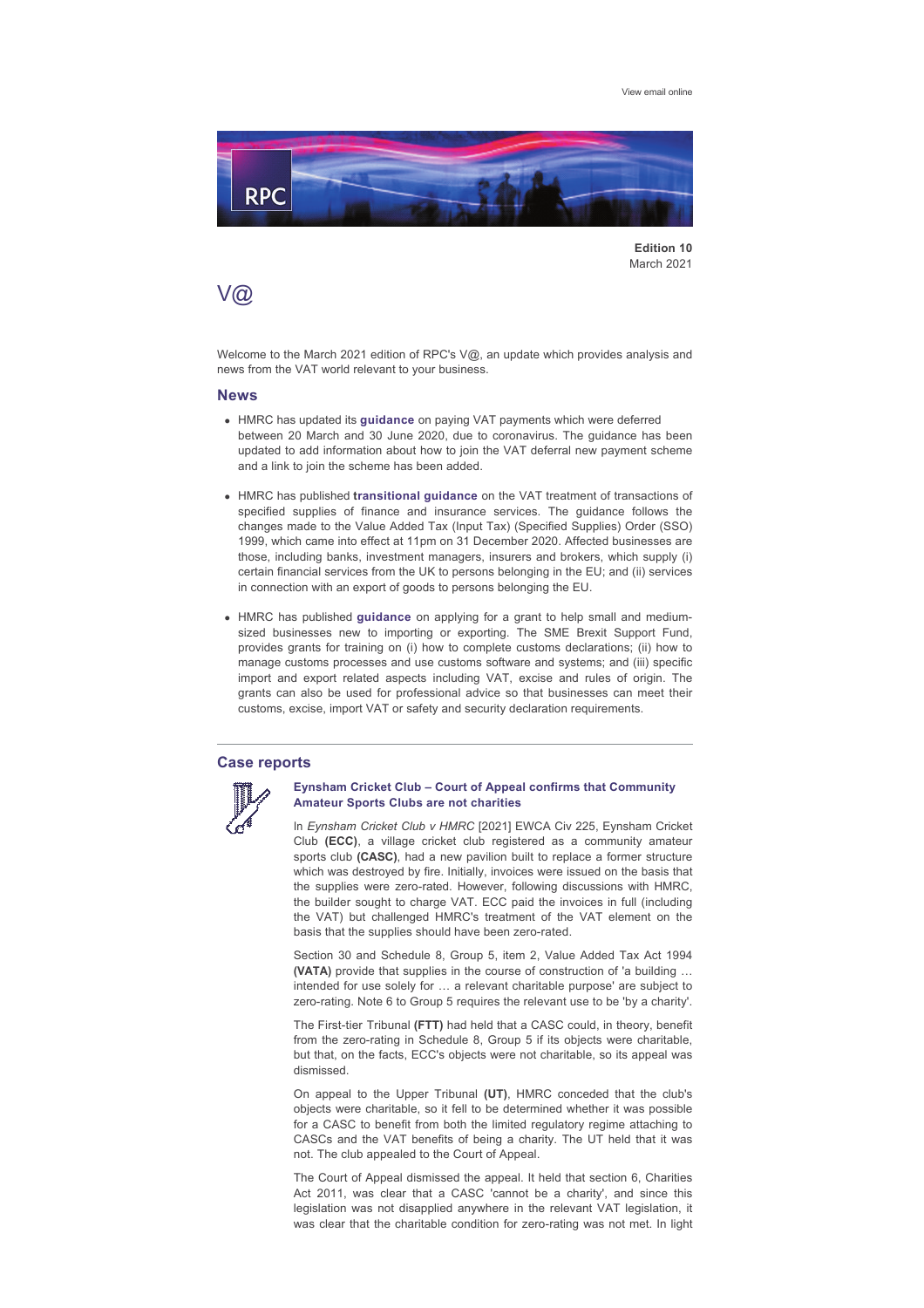View email online

**Edition 10**
March 2021

# V@

Welcome to the March 2021 edition of RPC's V@, an update which provides analysis and news from the VAT world relevant to your business.

## News

- HMRC has updated its **guidance** on paying VAT payments which were deferred between 20 March and 30 June 2020, due to coronavirus. The guidance has been updated to add information about how to join the VAT deferral new payment scheme and a link to join the scheme has been added.
- HMRC has published **transitional guidance** on the VAT treatment of transactions of specified supplies of finance and insurance services. The guidance follows the changes made to the Value Added Tax (Input Tax) (Specified Supplies) Order (SSO) 1999, which came into effect at 11pm on 31 December 2020. Affected businesses are those, including banks, investment managers, insurers and brokers, which supply (i) certain financial services from the UK to persons belonging in the EU; and (ii) services in connection with an export of goods to persons belonging the EU.
- HMRC has published **guidance** on applying for a grant to help small and medium-sized businesses new to importing or exporting. The SME Brexit Support Fund, provides grants for training on (i) how to complete customs declarations; (ii) how to manage customs processes and use customs software and systems; and (iii) specific import and export related aspects including VAT, excise and rules of origin. The grants can also be used for professional advice so that businesses can meet their customs, excise, import VAT or safety and security declaration requirements.

## Case reports

### Eynsham Cricket Club – Court of Appeal confirms that Community Amateur Sports Clubs are not charities

In *Eynsham Cricket Club v HMRC* [2021] EWCA Civ 225, Eynsham Cricket Club **(ECC)**, a village cricket club registered as a community amateur sports club **(CASC)**, had a new pavilion built to replace a former structure which was destroyed by fire. Initially, invoices were issued on the basis that the supplies were zero-rated. However, following discussions with HMRC, the builder sought to charge VAT. ECC paid the invoices in full (including the VAT) but challenged HMRC's treatment of the VAT element on the basis that the supplies should have been zero-rated.

Section 30 and Schedule 8, Group 5, item 2, Value Added Tax Act 1994 **(VATA)** provide that supplies in the course of construction of 'a building … intended for use solely for … a relevant charitable purpose' are subject to zero-rating. Note 6 to Group 5 requires the relevant use to be 'by a charity'.

The First-tier Tribunal **(FTT)** had held that a CASC could, in theory, benefit from the zero-rating in Schedule 8, Group 5 if its objects were charitable, but that, on the facts, ECC's objects were not charitable, so its appeal was dismissed.

On appeal to the Upper Tribunal **(UT)**, HMRC conceded that the club's objects were charitable, so it fell to be determined whether it was possible for a CASC to benefit from both the limited regulatory regime attaching to CASCs and the VAT benefits of being a charity. The UT held that it was not. The club appealed to the Court of Appeal.

The Court of Appeal dismissed the appeal. It held that section 6, Charities Act 2011, was clear that a CASC 'cannot be a charity', and since this legislation was not disapplied anywhere in the relevant VAT legislation, it was clear that the charitable condition for zero-rating was not met. In light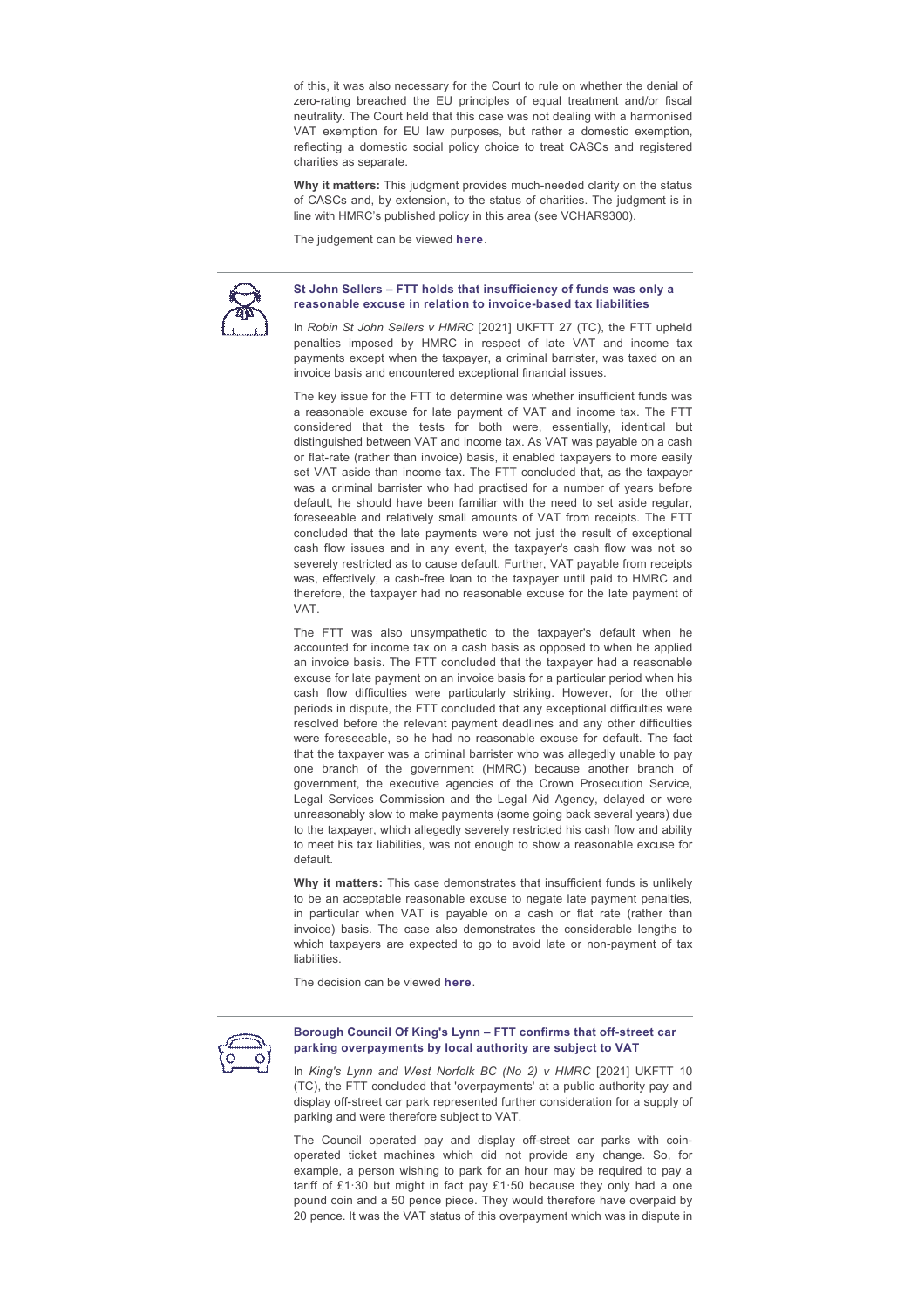of this, it was also necessary for the Court to rule on whether the denial of zero-rating breached the EU principles of equal treatment and/or fiscal neutrality. The Court held that this case was not dealing with a harmonised VAT exemption for EU law purposes, but rather a domestic exemption, reflecting a domestic social policy choice to treat CASCs and registered charities as separate.

**Why it matters:** This judgment provides much-needed clarity on the status of CASCs and, by extension, to the status of charities. The judgment is in line with HMRC's published policy in this area (see VCHAR9300).

The judgement can be viewed **here**.

---

### St John Sellers – FTT holds that insufficiency of funds was only a reasonable excuse in relation to invoice-based tax liabilities

In *Robin St John Sellers v HMRC* [2021] UKFTT 27 (TC), the FTT upheld penalties imposed by HMRC in respect of late VAT and income tax payments except when the taxpayer, a criminal barrister, was taxed on an invoice basis and encountered exceptional financial issues.

The key issue for the FTT to determine was whether insufficient funds was a reasonable excuse for late payment of VAT and income tax. The FTT considered that the tests for both were, essentially, identical but distinguished between VAT and income tax. As VAT was payable on a cash or flat-rate (rather than invoice) basis, it enabled taxpayers to more easily set VAT aside than income tax. The FTT concluded that, as the taxpayer was a criminal barrister who had practised for a number of years before default, he should have been familiar with the need to set aside regular, foreseeable and relatively small amounts of VAT from receipts. The FTT concluded that the late payments were not just the result of exceptional cash flow issues and in any event, the taxpayer's cash flow was not so severely restricted as to cause default. Further, VAT payable from receipts was, effectively, a cash-free loan to the taxpayer until paid to HMRC and therefore, the taxpayer had no reasonable excuse for the late payment of VAT.

The FTT was also unsympathetic to the taxpayer's default when he accounted for income tax on a cash basis as opposed to when he applied an invoice basis. The FTT concluded that the taxpayer had a reasonable excuse for late payment on an invoice basis for a particular period when his cash flow difficulties were particularly striking. However, for the other periods in dispute, the FTT concluded that any exceptional difficulties were resolved before the relevant payment deadlines and any other difficulties were foreseeable, so he had no reasonable excuse for default. The fact that the taxpayer was a criminal barrister who was allegedly unable to pay one branch of the government (HMRC) because another branch of government, the executive agencies of the Crown Prosecution Service, Legal Services Commission and the Legal Aid Agency, delayed or were unreasonably slow to make payments (some going back several years) due to the taxpayer, which allegedly severely restricted his cash flow and ability to meet his tax liabilities, was not enough to show a reasonable excuse for default.

**Why it matters:** This case demonstrates that insufficient funds is unlikely to be an acceptable reasonable excuse to negate late payment penalties, in particular when VAT is payable on a cash or flat rate (rather than invoice) basis. The case also demonstrates the considerable lengths to which taxpayers are expected to go to avoid late or non-payment of tax liabilities.

The decision can be viewed **here**.

---

### Borough Council Of King's Lynn – FTT confirms that off-street car parking overpayments by local authority are subject to VAT

In *King's Lynn and West Norfolk BC (No 2) v HMRC* [2021] UKFTT 10 (TC), the FTT concluded that 'overpayments' at a public authority pay and display off-street car park represented further consideration for a supply of parking and were therefore subject to VAT.

The Council operated pay and display off-street car parks with coin-operated ticket machines which did not provide any change. So, for example, a person wishing to park for an hour may be required to pay a tariff of £1·30 but might in fact pay £1·50 because they only had a one pound coin and a 50 pence piece. They would therefore have overpaid by 20 pence. It was the VAT status of this overpayment which was in dispute in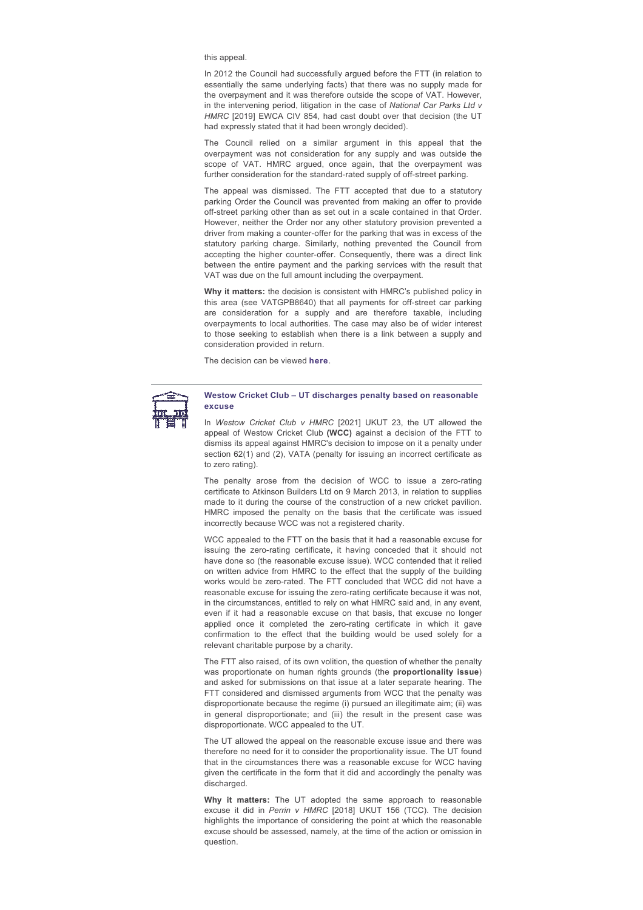this appeal.

In 2012 the Council had successfully argued before the FTT (in relation to essentially the same underlying facts) that there was no supply made for the overpayment and it was therefore outside the scope of VAT. However, in the intervening period, litigation in the case of *National Car Parks Ltd v HMRC* [2019] EWCA CIV 854, had cast doubt over that decision (the UT had expressly stated that it had been wrongly decided).

The Council relied on a similar argument in this appeal that the overpayment was not consideration for any supply and was outside the scope of VAT. HMRC argued, once again, that the overpayment was further consideration for the standard-rated supply of off-street parking.

The appeal was dismissed. The FTT accepted that due to a statutory parking Order the Council was prevented from making an offer to provide off-street parking other than as set out in a scale contained in that Order. However, neither the Order nor any other statutory provision prevented a driver from making a counter-offer for the parking that was in excess of the statutory parking charge. Similarly, nothing prevented the Council from accepting the higher counter-offer. Consequently, there was a direct link between the entire payment and the parking services with the result that VAT was due on the full amount including the overpayment.

**Why it matters:** the decision is consistent with HMRC's published policy in this area (see VATGPB8640) that all payments for off-street car parking are consideration for a supply and are therefore taxable, including overpayments to local authorities. The case may also be of wider interest to those seeking to establish when there is a link between a supply and consideration provided in return.

The decision can be viewed **here**.

### Westow Cricket Club – UT discharges penalty based on reasonable excuse

In *Westow Cricket Club v HMRC* [2021] UKUT 23, the UT allowed the appeal of Westow Cricket Club **(WCC)** against a decision of the FTT to dismiss its appeal against HMRC's decision to impose on it a penalty under section 62(1) and (2), VATA (penalty for issuing an incorrect certificate as to zero rating).

The penalty arose from the decision of WCC to issue a zero-rating certificate to Atkinson Builders Ltd on 9 March 2013, in relation to supplies made to it during the course of the construction of a new cricket pavilion. HMRC imposed the penalty on the basis that the certificate was issued incorrectly because WCC was not a registered charity.

WCC appealed to the FTT on the basis that it had a reasonable excuse for issuing the zero-rating certificate, it having conceded that it should not have done so (the reasonable excuse issue). WCC contended that it relied on written advice from HMRC to the effect that the supply of the building works would be zero-rated. The FTT concluded that WCC did not have a reasonable excuse for issuing the zero-rating certificate because it was not, in the circumstances, entitled to rely on what HMRC said and, in any event, even if it had a reasonable excuse on that basis, that excuse no longer applied once it completed the zero-rating certificate in which it gave confirmation to the effect that the building would be used solely for a relevant charitable purpose by a charity.

The FTT also raised, of its own volition, the question of whether the penalty was proportionate on human rights grounds (the **proportionality issue**) and asked for submissions on that issue at a later separate hearing. The FTT considered and dismissed arguments from WCC that the penalty was disproportionate because the regime (i) pursued an illegitimate aim; (ii) was in general disproportionate; and (iii) the result in the present case was disproportionate. WCC appealed to the UT.

The UT allowed the appeal on the reasonable excuse issue and there was therefore no need for it to consider the proportionality issue. The UT found that in the circumstances there was a reasonable excuse for WCC having given the certificate in the form that it did and accordingly the penalty was discharged.

**Why it matters:** The UT adopted the same approach to reasonable excuse it did in *Perrin v HMRC* [2018] UKUT 156 (TCC). The decision highlights the importance of considering the point at which the reasonable excuse should be assessed, namely, at the time of the action or omission in question.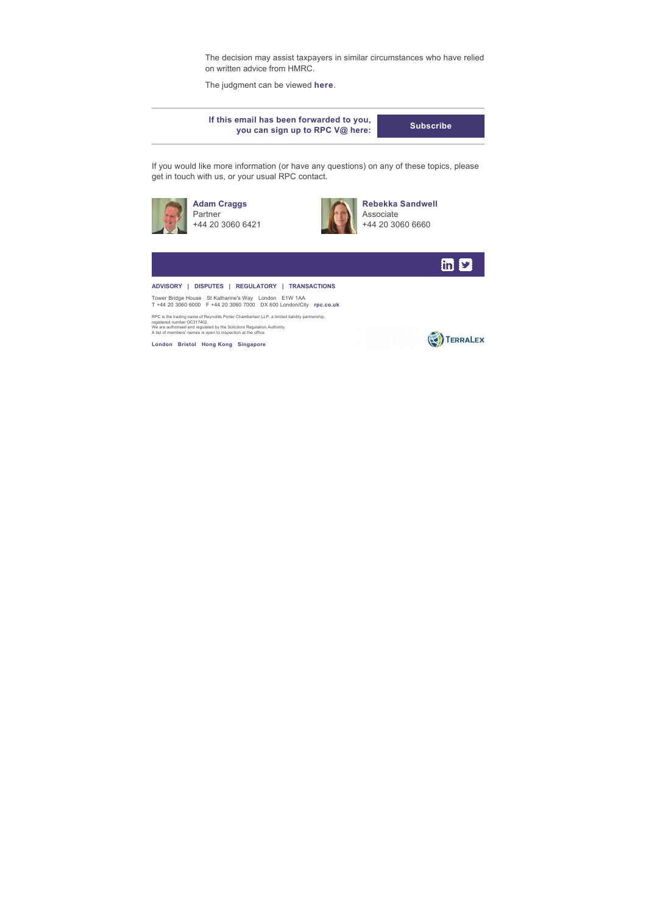The decision may assist taxpayers in similar circumstances who have relied on written advice from HMRC.

The judgment can be viewed **here**.

---

**If this email has been forwarded to you, you can sign up to RPC V@ here:** **Subscribe**

---

If you would like more information (or have any questions) on any of these topics, please get in touch with us, or your usual RPC contact.

**Adam Craggs**
Partner
+44 20 3060 6421

**Rebekka Sandwell**
Associate
+44 20 3060 6660

**ADVISORY | DISPUTES | REGULATORY | TRANSACTIONS**

Tower Bridge House St Katharine's Way London E1W 1AA
T +44 20 3060 6000 F +44 20 3060 7000 DX 600 London/City **rpc.co.uk**

RPC is the trading name of Reynolds Porter Chamberlain LLP, a limited liability partnership, registered number OC317402.
We are authorised and regulated by the Solicitors Regulation Authority.
A list of members' names is open to inspection at the office.

**London Bristol Hong Kong Singapore**

TERRALEX